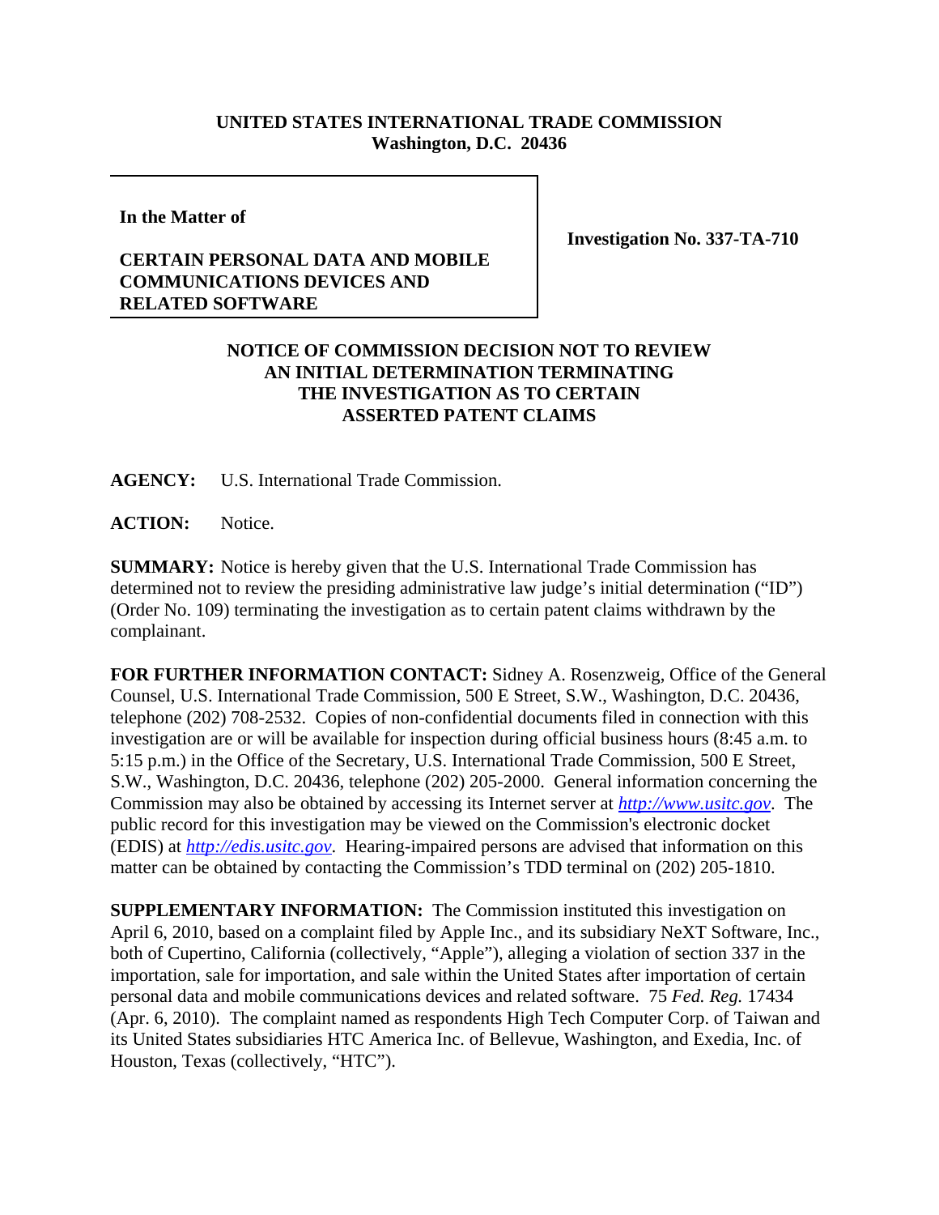**UNITED STATES INTERNATIONAL TRADE COMMISSION**
**Washington, D.C. 20436**

| In the Matter of<br><br>**CERTAIN PERSONAL DATA AND MOBILE COMMUNICATIONS DEVICES AND RELATED SOFTWARE** | **Investigation No. 337-TA-710** |
|---|---|

**NOTICE OF COMMISSION DECISION NOT TO REVIEW AN INITIAL DETERMINATION TERMINATING THE INVESTIGATION AS TO CERTAIN ASSERTED PATENT CLAIMS**

**AGENCY:** U.S. International Trade Commission.

**ACTION:** Notice.

**SUMMARY:** Notice is hereby given that the U.S. International Trade Commission has determined not to review the presiding administrative law judge's initial determination ("ID") (Order No. 109) terminating the investigation as to certain patent claims withdrawn by the complainant.

**FOR FURTHER INFORMATION CONTACT:** Sidney A. Rosenzweig, Office of the General Counsel, U.S. International Trade Commission, 500 E Street, S.W., Washington, D.C. 20436, telephone (202) 708-2532. Copies of non-confidential documents filed in connection with this investigation are or will be available for inspection during official business hours (8:45 a.m. to 5:15 p.m.) in the Office of the Secretary, U.S. International Trade Commission, 500 E Street, S.W., Washington, D.C. 20436, telephone (202) 205-2000. General information concerning the Commission may also be obtained by accessing its Internet server at *http://www.usitc.gov*. The public record for this investigation may be viewed on the Commission's electronic docket (EDIS) at *http://edis.usitc.gov*. Hearing-impaired persons are advised that information on this matter can be obtained by contacting the Commission's TDD terminal on (202) 205-1810.

**SUPPLEMENTARY INFORMATION:** The Commission instituted this investigation on April 6, 2010, based on a complaint filed by Apple Inc., and its subsidiary NeXT Software, Inc., both of Cupertino, California (collectively, "Apple"), alleging a violation of section 337 in the importation, sale for importation, and sale within the United States after importation of certain personal data and mobile communications devices and related software. 75 *Fed. Reg.* 17434 (Apr. 6, 2010). The complaint named as respondents High Tech Computer Corp. of Taiwan and its United States subsidiaries HTC America Inc. of Bellevue, Washington, and Exedia, Inc. of Houston, Texas (collectively, "HTC").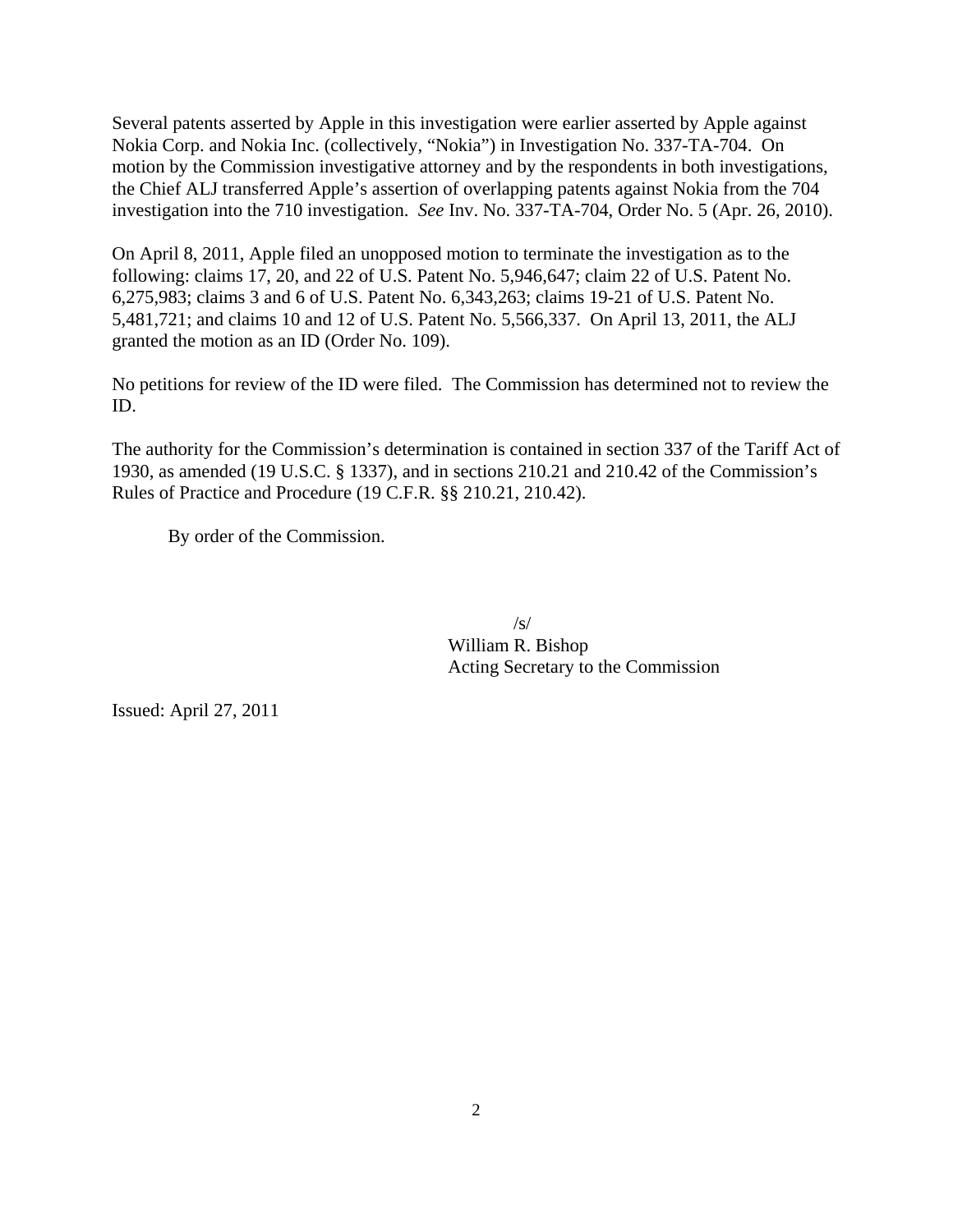Several patents asserted by Apple in this investigation were earlier asserted by Apple against Nokia Corp. and Nokia Inc. (collectively, "Nokia") in Investigation No. 337-TA-704. On motion by the Commission investigative attorney and by the respondents in both investigations, the Chief ALJ transferred Apple's assertion of overlapping patents against Nokia from the 704 investigation into the 710 investigation. *See* Inv. No. 337-TA-704, Order No. 5 (Apr. 26, 2010).

On April 8, 2011, Apple filed an unopposed motion to terminate the investigation as to the following: claims 17, 20, and 22 of U.S. Patent No. 5,946,647; claim 22 of U.S. Patent No. 6,275,983; claims 3 and 6 of U.S. Patent No. 6,343,263; claims 19-21 of U.S. Patent No. 5,481,721; and claims 10 and 12 of U.S. Patent No. 5,566,337. On April 13, 2011, the ALJ granted the motion as an ID (Order No. 109).

No petitions for review of the ID were filed. The Commission has determined not to review the ID.

The authority for the Commission's determination is contained in section 337 of the Tariff Act of 1930, as amended (19 U.S.C. § 1337), and in sections 210.21 and 210.42 of the Commission's Rules of Practice and Procedure (19 C.F.R. §§ 210.21, 210.42).

By order of the Commission.

/s/
William R. Bishop
Acting Secretary to the Commission

Issued: April 27, 2011